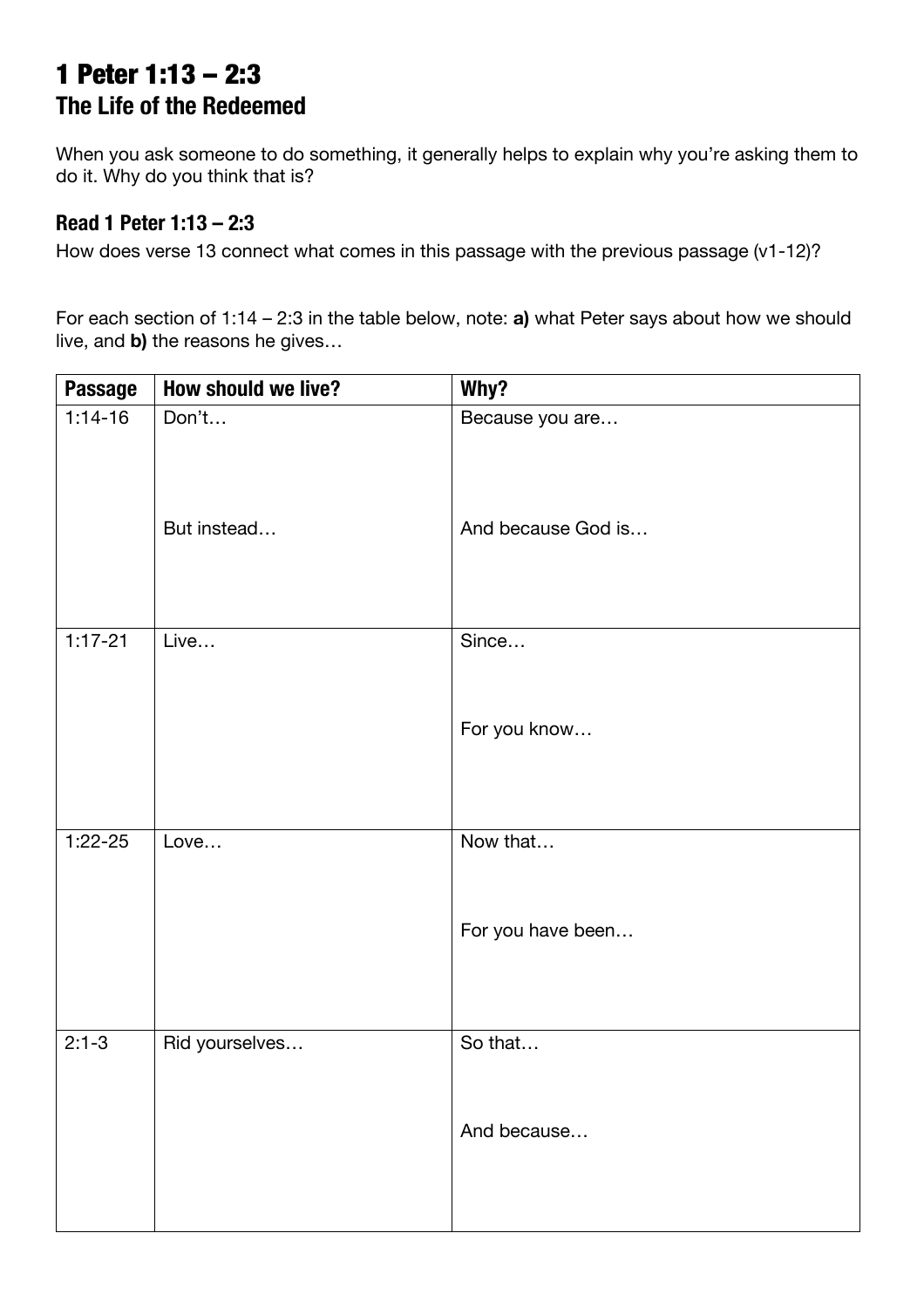# 1 Peter 1:13 – 2:3

## The Life of the Redeemed

When you ask someone to do something, it generally helps to explain why you're asking them to do it. Why do you think that is?

### Read 1 Peter 1:13 – 2:3

How does verse 13 connect what comes in this passage with the previous passage (v1-12)?

For each section of 1:14 – 2:3 in the table below, note: **a)** what Peter says about how we should live, and **b)** the reasons he gives…

| Passage | How should we live? | Why? |
| --- | --- | --- |
| 1:14-16 | Don't…<br><br>But instead… | Because you are…<br><br>And because God is… |
| 1:17-21 | Live… | Since…<br><br>For you know… |
| 1:22-25 | Love… | Now that…<br><br>For you have been… |
| 2:1-3 | Rid yourselves… | So that…<br><br>And because… |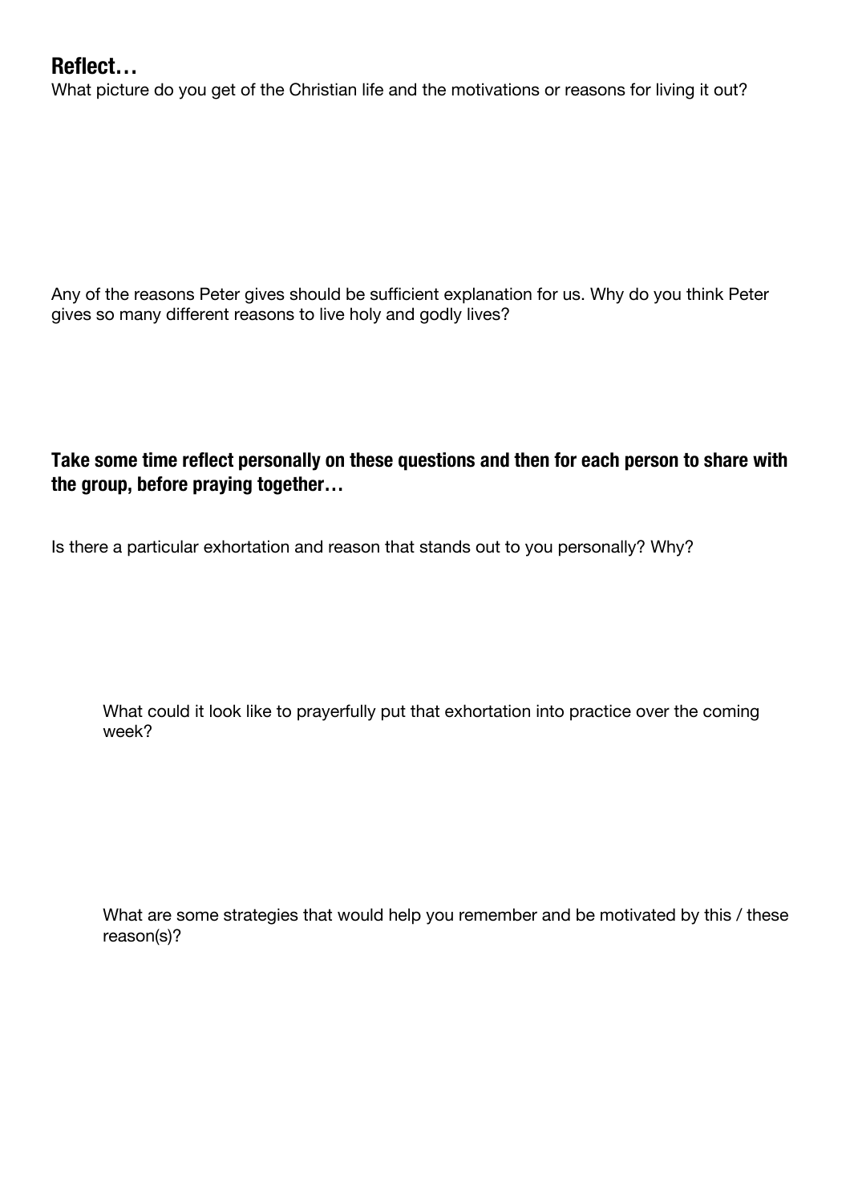## Reflect…

What picture do you get of the Christian life and the motivations or reasons for living it out?

Any of the reasons Peter gives should be sufficient explanation for us. Why do you think Peter gives so many different reasons to live holy and godly lives?

**Take some time reflect personally on these questions and then for each person to share with the group, before praying together…**

Is there a particular exhortation and reason that stands out to you personally? Why?

What could it look like to prayerfully put that exhortation into practice over the coming week?

What are some strategies that would help you remember and be motivated by this / these reason(s)?